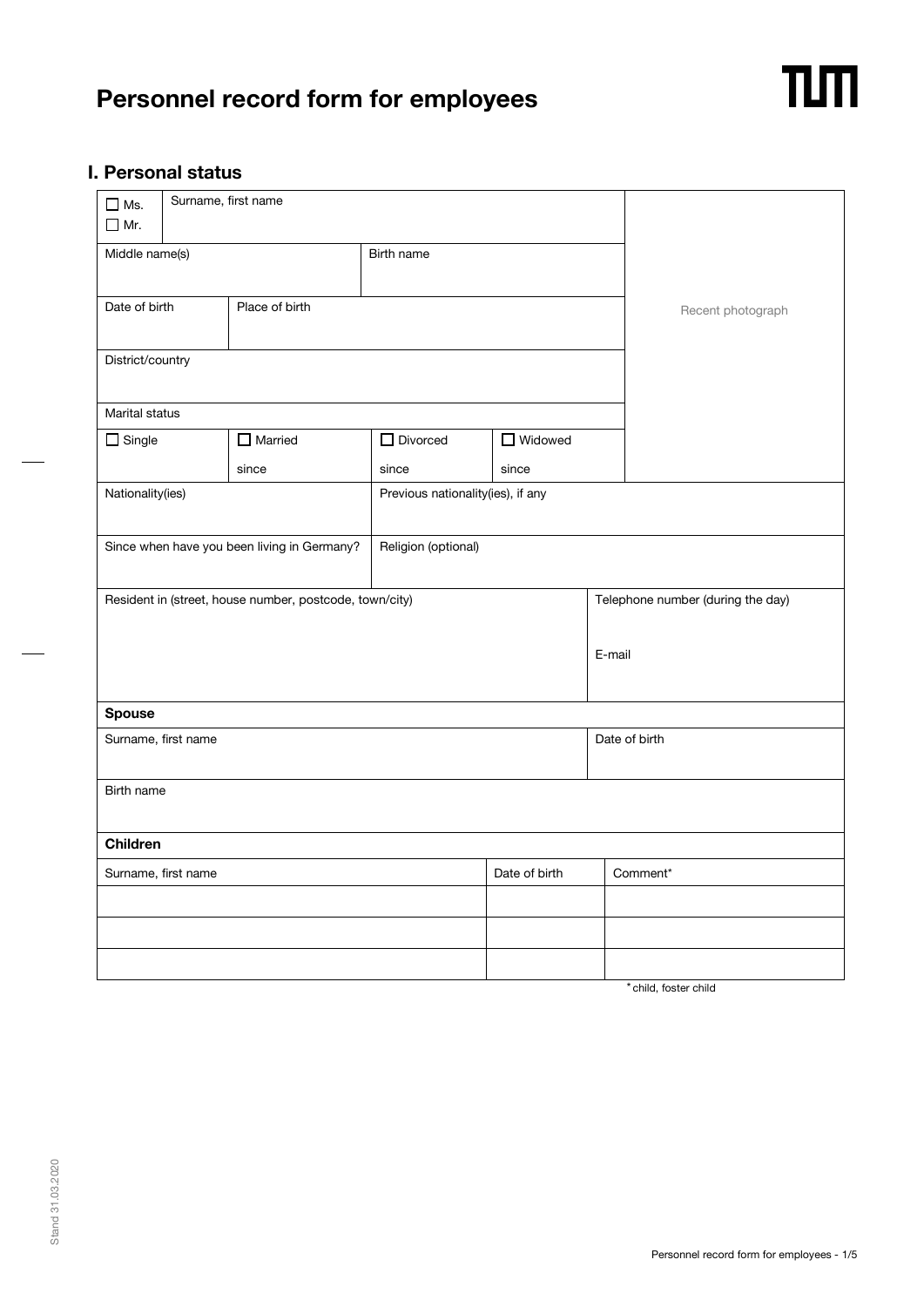# Personnel record form for employees

## I. Personal status

| ☐ Ms. ☐ Mr. | Surname, first name | | | Recent photograph |
|---|---|---|---|---|
| Middle name(s) | | Birth name | | |
| Date of birth | Place of birth | | | |
| District/country | | | | |
| Marital status | | | | |
| ☐ Single | ☐ Married since | ☐ Divorced since | ☐ Widowed since | |

| Nationality(ies) | Previous nationality(ies), if any |
|---|---|
| Since when have you been living in Germany? | Religion (optional) |

| Resident in (street, house number, postcode, town/city) | Telephone number (during the day) E-mail |
|---|---|

| **Spouse** | |
|---|---|
| Surname, first name | Date of birth |
| Birth name | |

| **Children** | | |
|---|---|---|
| Surname, first name | Date of birth | Comment* |
| | | |
| | | |
| | | |

\* child, foster child

Stand 31.03.2020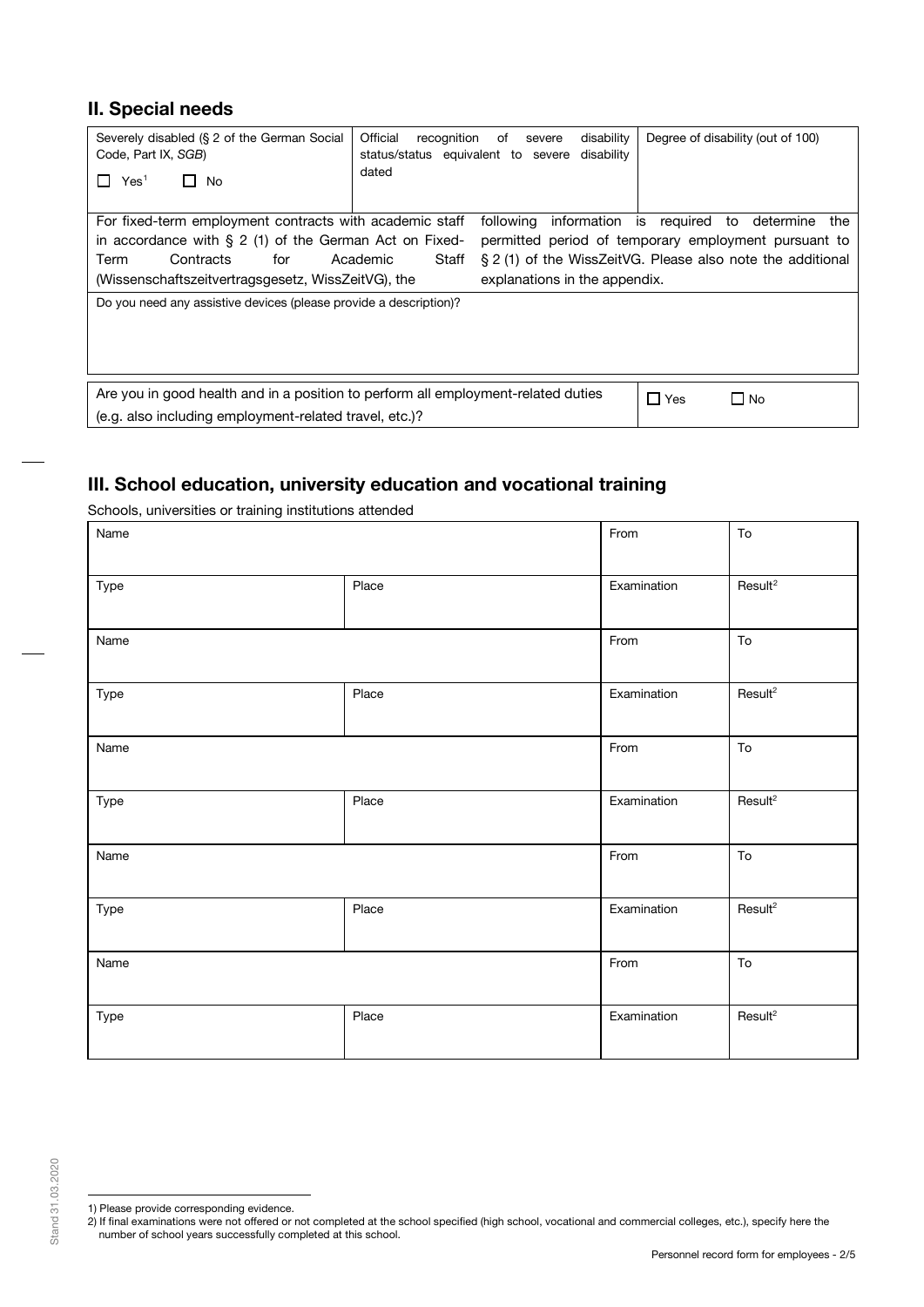## II. Special needs

| Severely disabled (§ 2 of the German Social Code, Part IX, *SGB*) ☐ Yes[1] ☐ No | Official recognition of severe disability status/status equivalent to severe disability dated | Degree of disability (out of 100) |
|---|---|---|

For fixed-term employment contracts with academic staff in accordance with § 2 (1) of the German Act on Fixed-Term Contracts for Academic Staff (Wissenschaftszeitvertragsgesetz, WissZeitVG), the following information is required to determine the permitted period of temporary employment pursuant to § 2 (1) of the WissZeitVG. Please also note the additional explanations in the appendix.

Do you need any assistive devices (please provide a description)?

| Are you in good health and in a position to perform all employment-related duties (e.g. also including employment-related travel, etc.)? | ☐ Yes ☐ No |
|---|---|

## III. School education, university education and vocational training

Schools, universities or training institutions attended

| Name | | From | To |
|---|---|---|---|
| Type | Place | Examination | Result[2] |
| Name | | From | To |
| Type | Place | Examination | Result[2] |
| Name | | From | To |
| Type | Place | Examination | Result[2] |
| Name | | From | To |
| Type | Place | Examination | Result[2] |
| Name | | From | To |
| Type | Place | Examination | Result[2] |

1) Please provide corresponding evidence.
2) If final examinations were not offered or not completed at the school specified (high school, vocational and commercial colleges, etc.), specify here the number of school years successfully completed at this school.

Stand 31.03.2020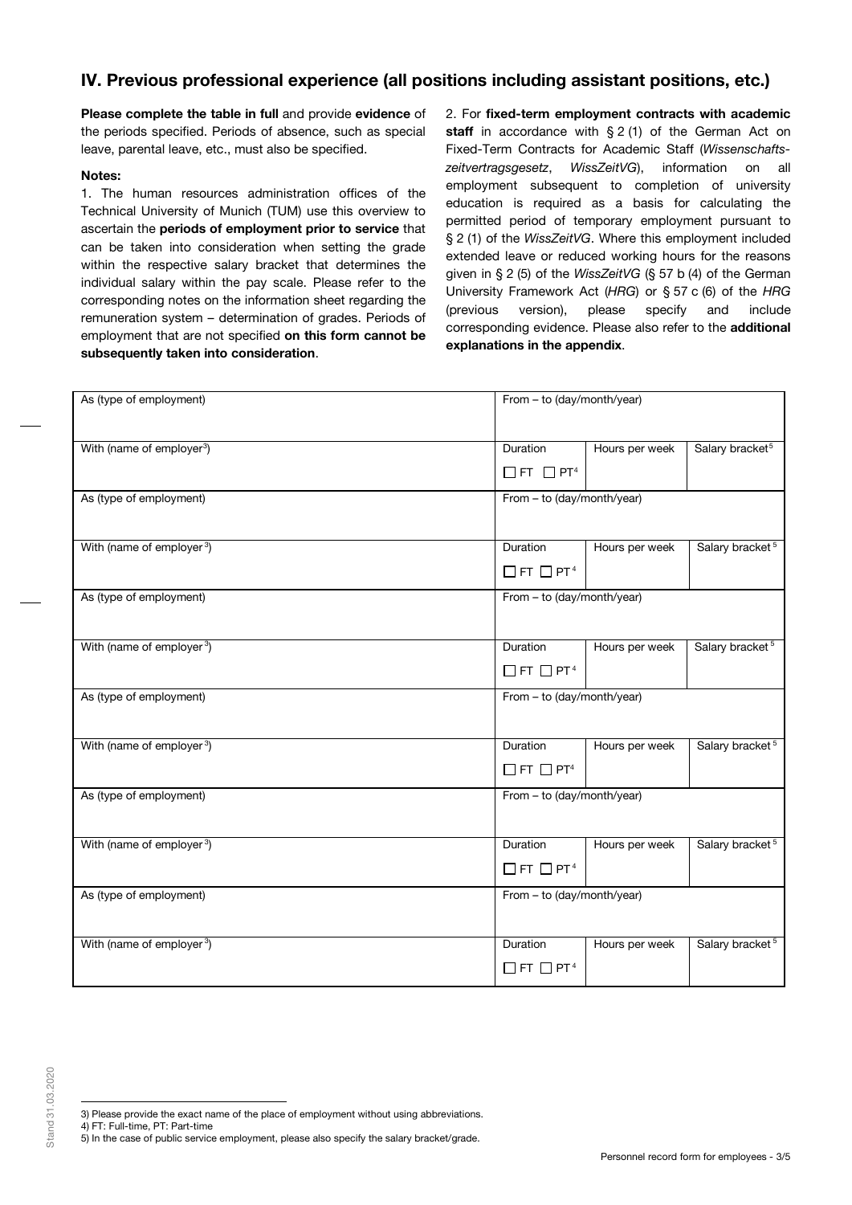## IV. Previous professional experience (all positions including assistant positions, etc.)

**Please complete the table in full** and provide **evidence** of the periods specified. Periods of absence, such as special leave, parental leave, etc., must also be specified.

**Notes:**

1. The human resources administration offices of the Technical University of Munich (TUM) use this overview to ascertain the **periods of employment prior to service** that can be taken into consideration when setting the grade within the respective salary bracket that determines the individual salary within the pay scale. Please refer to the corresponding notes on the information sheet regarding the remuneration system – determination of grades. Periods of employment that are not specified **on this form cannot be subsequently taken into consideration**.

2. For **fixed-term employment contracts with academic staff** in accordance with § 2 (1) of the German Act on Fixed-Term Contracts for Academic Staff (*Wissenschaftszeitvertragsgesetz*, *WissZeitVG*), information on all employment subsequent to completion of university education is required as a basis for calculating the permitted period of temporary employment pursuant to § 2 (1) of the *WissZeitVG*. Where this employment included extended leave or reduced working hours for the reasons given in § 2 (5) of the *WissZeitVG* (§ 57 b (4) of the German University Framework Act (*HRG*) or § 57 c (6) of the *HRG* (previous version), please specify and include corresponding evidence. Please also refer to the **additional explanations in the appendix**.

| As (type of employment) | From – to (day/month/year) | | |
|---|---|---|---|
| With (name of employer[3]) | Duration ☐ FT ☐ PT[4] | Hours per week | Salary bracket[5] |
| As (type of employment) | From – to (day/month/year) | | |
| With (name of employer[3]) | Duration ☐ FT ☐ PT[4] | Hours per week | Salary bracket[5] |
| As (type of employment) | From – to (day/month/year) | | |
| With (name of employer[3]) | Duration ☐ FT ☐ PT[4] | Hours per week | Salary bracket[5] |
| As (type of employment) | From – to (day/month/year) | | |
| With (name of employer[3]) | Duration ☐ FT ☐ PT[4] | Hours per week | Salary bracket[5] |
| As (type of employment) | From – to (day/month/year) | | |
| With (name of employer[3]) | Duration ☐ FT ☐ PT[4] | Hours per week | Salary bracket[5] |
| As (type of employment) | From – to (day/month/year) | | |
| With (name of employer[3]) | Duration ☐ FT ☐ PT[4] | Hours per week | Salary bracket[5] |

3) Please provide the exact name of the place of employment without using abbreviations.
4) FT: Full-time, PT: Part-time
5) In the case of public service employment, please also specify the salary bracket/grade.

Stand 31.03.2020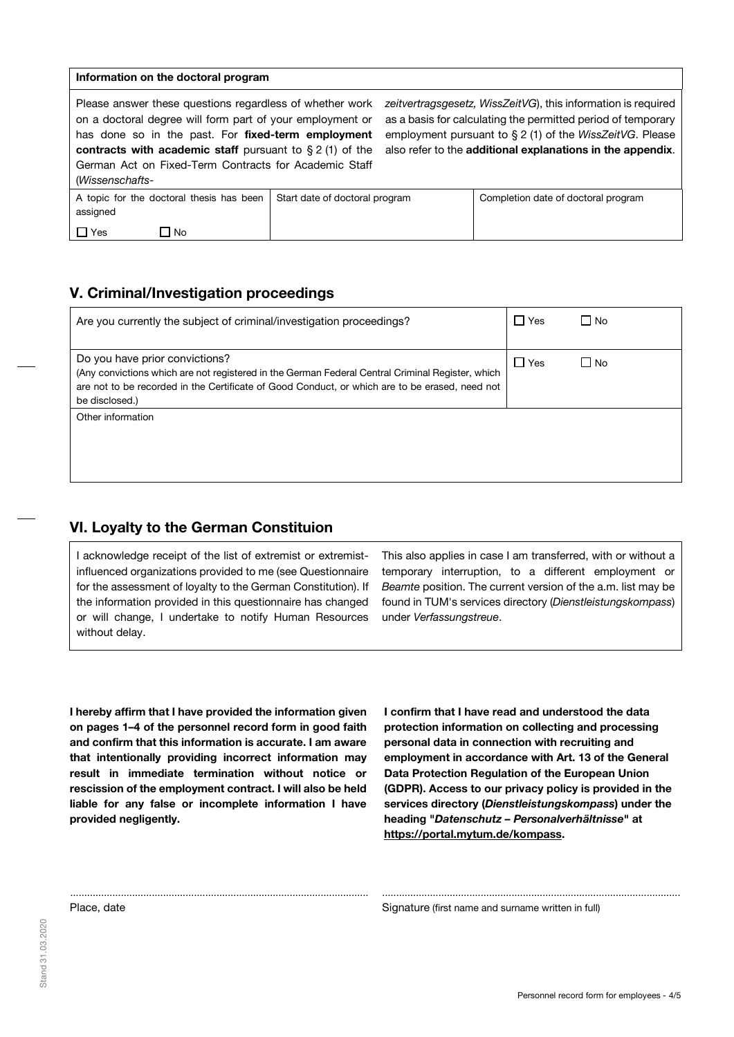| Information on the doctoral program | | |
|---|---|---|
| Please answer these questions regardless of whether work on a doctoral degree will form part of your employment or has done so in the past. For **fixed-term employment contracts with academic staff** pursuant to § 2 (1) of the German Act on Fixed-Term Contracts for Academic Staff (*Wissenschafts-zeitvertragsgesetz, WissZeitVG*), this information is required as a basis for calculating the permitted period of temporary employment pursuant to § 2 (1) of the *WissZeitVG*. Please also refer to the **additional explanations in the appendix**. | | |
| A topic for the doctoral thesis has been assigned<br>☐ Yes ☐ No | Start date of doctoral program | Completion date of doctoral program |

## V. Criminal/Investigation proceedings

| | | |
|---|---|---|
| Are you currently the subject of criminal/investigation proceedings? | ☐ Yes | ☐ No |
| Do you have prior convictions?<br>(Any convictions which are not registered in the German Federal Central Criminal Register, which are not to be recorded in the Certificate of Good Conduct, or which are to be erased, need not be disclosed.) | ☐ Yes | ☐ No |
| Other information | | |

## VI. Loyalty to the German Constituion

I acknowledge receipt of the list of extremist or extremist-influenced organizations provided to me (see Questionnaire for the assessment of loyalty to the German Constitution). If the information provided in this questionnaire has changed or will change, I undertake to notify Human Resources without delay. This also applies in case I am transferred, with or without a temporary interruption, to a different employment or *Beamte* position. The current version of the a.m. list may be found in TUM's services directory (*Dienstleistungskompass*) under *Verfassungstreue*.

**I hereby affirm that I have provided the information given on pages 1–4 of the personnel record form in good faith and confirm that this information is accurate. I am aware that intentionally providing incorrect information may result in immediate termination without notice or rescission of the employment contract. I will also be held liable for any false or incomplete information I have provided negligently.**

**I confirm that I have read and understood the data protection information on collecting and processing personal data in connection with recruiting and employment in accordance with Art. 13 of the General Data Protection Regulation of the European Union (GDPR). Access to our privacy policy is provided in the services directory (*Dienstleistungskompass*) under the heading "*Datenschutz – Personalverhältnisse*" at https://portal.mytum.de/kompass.**

..........................................................................................................

Place, date

..........................................................................................................

Signature (first name and surname written in full)

Stand 31.03.2020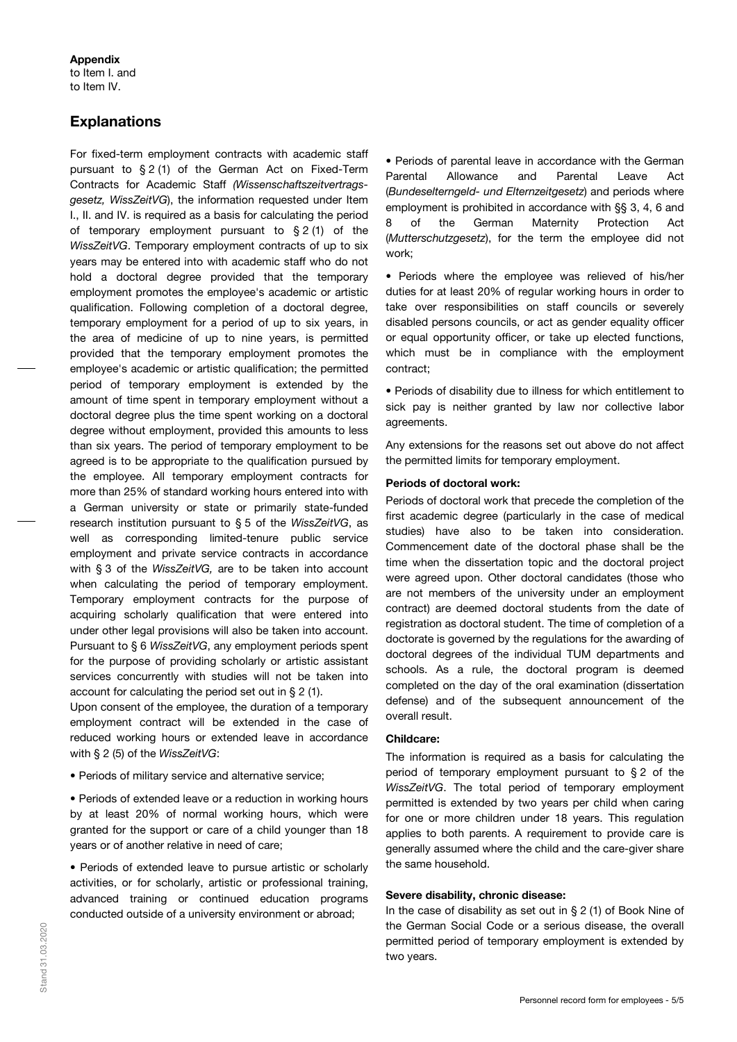**Appendix**
to Item I. and
to Item IV.

## Explanations

For fixed-term employment contracts with academic staff pursuant to § 2 (1) of the German Act on Fixed-Term Contracts for Academic Staff *(Wissenschaftszeitvertragsgesetz, WissZeitVG*), the information requested under Item I., II. and IV. is required as a basis for calculating the period of temporary employment pursuant to § 2 (1) of the *WissZeitVG*. Temporary employment contracts of up to six years may be entered into with academic staff who do not hold a doctoral degree provided that the temporary employment promotes the employee's academic or artistic qualification. Following completion of a doctoral degree, temporary employment for a period of up to six years, in the area of medicine of up to nine years, is permitted provided that the temporary employment promotes the employee's academic or artistic qualification; the permitted period of temporary employment is extended by the amount of time spent in temporary employment without a doctoral degree plus the time spent working on a doctoral degree without employment, provided this amounts to less than six years. The period of temporary employment to be agreed is to be appropriate to the qualification pursued by the employee. All temporary employment contracts for more than 25% of standard working hours entered into with a German university or state or primarily state-funded research institution pursuant to § 5 of the *WissZeitVG*, as well as corresponding limited-tenure public service employment and private service contracts in accordance with § 3 of the *WissZeitVG,* are to be taken into account when calculating the period of temporary employment. Temporary employment contracts for the purpose of acquiring scholarly qualification that were entered into under other legal provisions will also be taken into account. Pursuant to § 6 *WissZeitVG*, any employment periods spent for the purpose of providing scholarly or artistic assistant services concurrently with studies will not be taken into account for calculating the period set out in § 2 (1).

Upon consent of the employee, the duration of a temporary employment contract will be extended in the case of reduced working hours or extended leave in accordance with § 2 (5) of the *WissZeitVG*:

- Periods of military service and alternative service;
- Periods of extended leave or a reduction in working hours by at least 20% of normal working hours, which were granted for the support or care of a child younger than 18 years or of another relative in need of care;
- Periods of extended leave to pursue artistic or scholarly activities, or for scholarly, artistic or professional training, advanced training or continued education programs conducted outside of a university environment or abroad;
- Periods of parental leave in accordance with the German Parental Allowance and Parental Leave Act (*Bundeselterngeld- und Elternzeitgesetz*) and periods where employment is prohibited in accordance with §§ 3, 4, 6 and 8 of the German Maternity Protection Act (*Mutterschutzgesetz*), for the term the employee did not work;
- Periods where the employee was relieved of his/her duties for at least 20% of regular working hours in order to take over responsibilities on staff councils or severely disabled persons councils, or act as gender equality officer or equal opportunity officer, or take up elected functions, which must be in compliance with the employment contract;
- Periods of disability due to illness for which entitlement to sick pay is neither granted by law nor collective labor agreements.

Any extensions for the reasons set out above do not affect the permitted limits for temporary employment.

**Periods of doctoral work:**

Periods of doctoral work that precede the completion of the first academic degree (particularly in the case of medical studies) have also to be taken into consideration. Commencement date of the doctoral phase shall be the time when the dissertation topic and the doctoral project were agreed upon. Other doctoral candidates (those who are not members of the university under an employment contract) are deemed doctoral students from the date of registration as doctoral student. The time of completion of a doctorate is governed by the regulations for the awarding of doctoral degrees of the individual TUM departments and schools. As a rule, the doctoral program is deemed completed on the day of the oral examination (dissertation defense) and of the subsequent announcement of the overall result.

**Childcare:**

The information is required as a basis for calculating the period of temporary employment pursuant to § 2 of the *WissZeitVG*. The total period of temporary employment permitted is extended by two years per child when caring for one or more children under 18 years. This regulation applies to both parents. A requirement to provide care is generally assumed where the child and the care-giver share the same household.

**Severe disability, chronic disease:**

In the case of disability as set out in § 2 (1) of Book Nine of the German Social Code or a serious disease, the overall permitted period of temporary employment is extended by two years.

Stand 31.03.2020